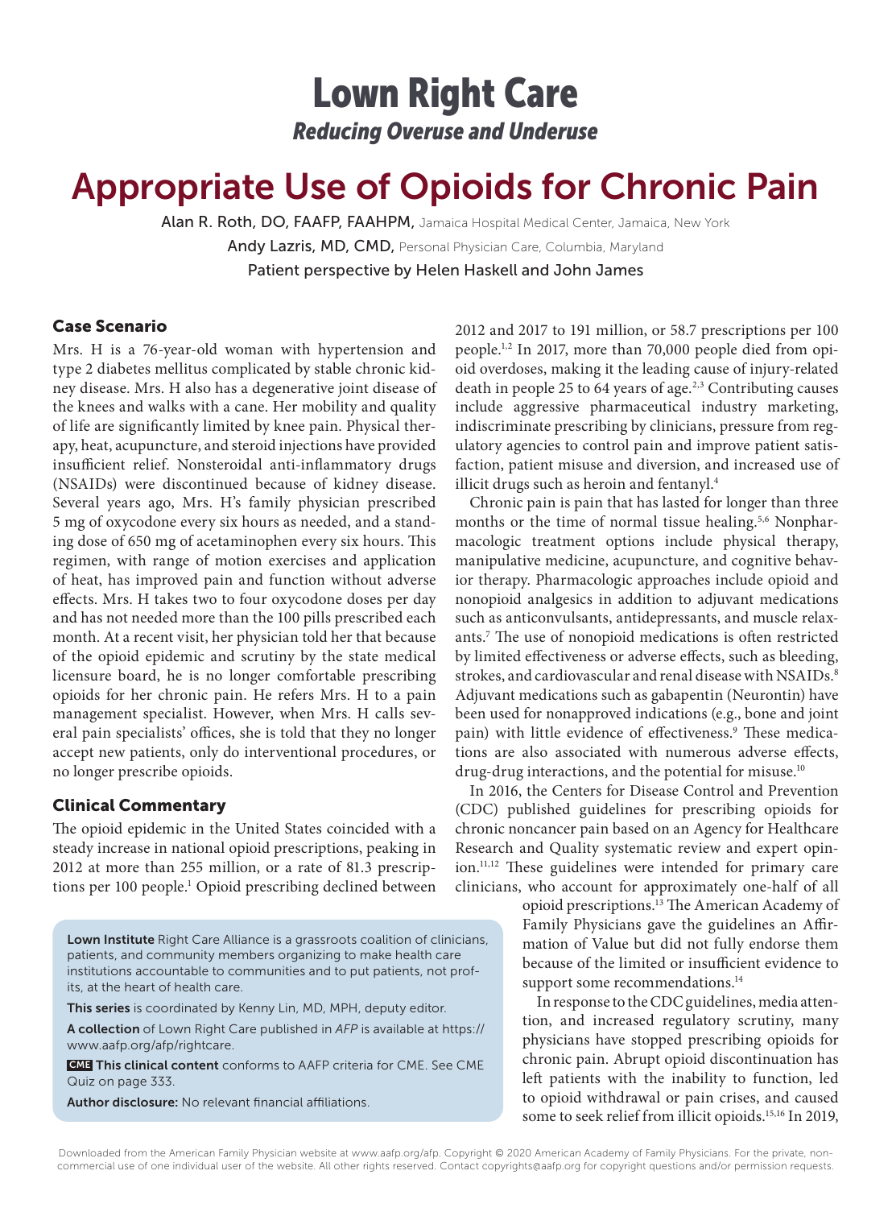# Lown Right Care

*Reducing Overuse and Underuse*

# Appropriate Use of Opioids for Chronic Pain

Alan R. Roth, DO, FAAFP, FAAHPM, Jamaica Hospital Medical Center, Jamaica, New York

Andy Lazris, MD, CMD, Personal Physician Care, Columbia, Maryland

Patient perspective by Helen Haskell and John James

## Case Scenario

Mrs. H is a 76-year-old woman with hypertension and type 2 diabetes mellitus complicated by stable chronic kidney disease. Mrs. H also has a degenerative joint disease of the knees and walks with a cane. Her mobility and quality of life are significantly limited by knee pain. Physical therapy, heat, acupuncture, and steroid injections have provided insufficient relief. Nonsteroidal anti-inflammatory drugs (NSAIDs) were discontinued because of kidney disease. Several years ago, Mrs. H's family physician prescribed 5 mg of oxycodone every six hours as needed, and a standing dose of 650 mg of acetaminophen every six hours. This regimen, with range of motion exercises and application of heat, has improved pain and function without adverse effects. Mrs. H takes two to four oxycodone doses per day and has not needed more than the 100 pills prescribed each month. At a recent visit, her physician told her that because of the opioid epidemic and scrutiny by the state medical licensure board, he is no longer comfortable prescribing opioids for her chronic pain. He refers Mrs. H to a pain management specialist. However, when Mrs. H calls several pain specialists' offices, she is told that they no longer accept new patients, only do interventional procedures, or no longer prescribe opioids.

## Clinical Commentary

The opioid epidemic in the United States coincided with a steady increase in national opioid prescriptions, peaking in 2012 at more than 255 million, or a rate of 81.3 prescriptions per 100 people.[1] Opioid prescribing declined between 2012 and 2017 to 191 million, or 58.7 prescriptions per 100 people.[1,2] In 2017, more than 70,000 people died from opioid overdoses, making it the leading cause of injury-related death in people 25 to 64 years of age.[2,3] Contributing causes include aggressive pharmaceutical industry marketing, indiscriminate prescribing by clinicians, pressure from regulatory agencies to control pain and improve patient satisfaction, patient misuse and diversion, and increased use of illicit drugs such as heroin and fentanyl.[4]

Chronic pain is pain that has lasted for longer than three months or the time of normal tissue healing.[5,6] Nonpharmacologic treatment options include physical therapy, manipulative medicine, acupuncture, and cognitive behavior therapy. Pharmacologic approaches include opioid and nonopioid analgesics in addition to adjuvant medications such as anticonvulsants, antidepressants, and muscle relaxants.[7] The use of nonopioid medications is often restricted by limited effectiveness or adverse effects, such as bleeding, strokes, and cardiovascular and renal disease with NSAIDs.[8] Adjuvant medications such as gabapentin (Neurontin) have been used for nonapproved indications (e.g., bone and joint pain) with little evidence of effectiveness.[9] These medications are also associated with numerous adverse effects, drug-drug interactions, and the potential for misuse.[10]

In 2016, the Centers for Disease Control and Prevention (CDC) published guidelines for prescribing opioids for chronic noncancer pain based on an Agency for Healthcare Research and Quality systematic review and expert opinion.[11,12] These guidelines were intended for primary care clinicians, who account for approximately one-half of all opioid prescriptions.[13] The American Academy of Family Physicians gave the guidelines an Affirmation of Value but did not fully endorse them because of the limited or insufficient evidence to support some recommendations.[14]

In response to the CDC guidelines, media attention, and increased regulatory scrutiny, many physicians have stopped prescribing opioids for chronic pain. Abrupt opioid discontinuation has left patients with the inability to function, led to opioid withdrawal or pain crises, and caused some to seek relief from illicit opioids.[15,16] In 2019,

**Lown Institute** Right Care Alliance is a grassroots coalition of clinicians, patients, and community members organizing to make health care institutions accountable to communities and to put patients, not profits, at the heart of health care.

**This series** is coordinated by Kenny Lin, MD, MPH, deputy editor.

**A collection** of Lown Right Care published in *AFP* is available at https://www.aafp.org/afp/rightcare.

**CME This clinical content** conforms to AAFP criteria for CME. See CME Quiz on page 333.

**Author disclosure:** No relevant financial affiliations.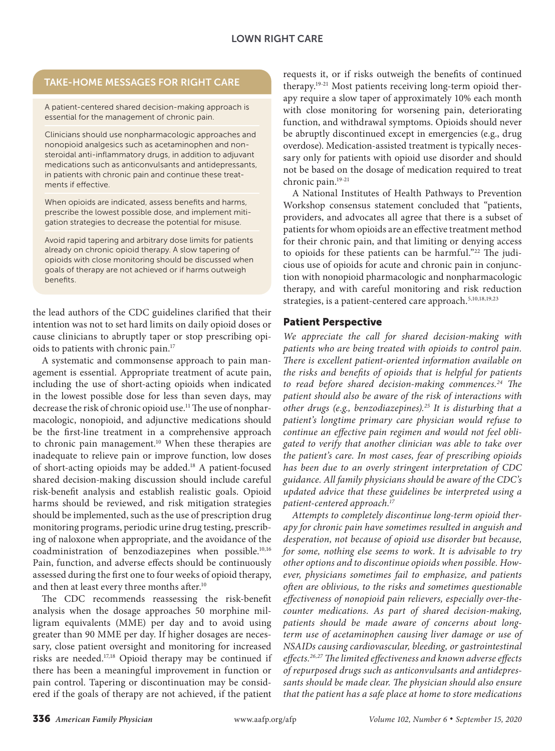## TAKE-HOME MESSAGES FOR RIGHT CARE

A patient-centered shared decision-making approach is essential for the management of chronic pain.

Clinicians should use nonpharmacologic approaches and nonopioid analgesics such as acetaminophen and nonsteroidal anti-inflammatory drugs, in addition to adjuvant medications such as anticonvulsants and antidepressants, in patients with chronic pain and continue these treatments if effective.

When opioids are indicated, assess benefits and harms, prescribe the lowest possible dose, and implement mitigation strategies to decrease the potential for misuse.

Avoid rapid tapering and arbitrary dose limits for patients already on chronic opioid therapy. A slow tapering of opioids with close monitoring should be discussed when goals of therapy are not achieved or if harms outweigh benefits.

the lead authors of the CDC guidelines clarified that their intention was not to set hard limits on daily opioid doses or cause clinicians to abruptly taper or stop prescribing opioids to patients with chronic pain.[17]

A systematic and commonsense approach to pain management is essential. Appropriate treatment of acute pain, including the use of short-acting opioids when indicated in the lowest possible dose for less than seven days, may decrease the risk of chronic opioid use.[11] The use of nonpharmacologic, nonopioid, and adjunctive medications should be the first-line treatment in a comprehensive approach to chronic pain management.[10] When these therapies are inadequate to relieve pain or improve function, low doses of short-acting opioids may be added.[18] A patient-focused shared decision-making discussion should include careful risk-benefit analysis and establish realistic goals. Opioid harms should be reviewed, and risk mitigation strategies should be implemented, such as the use of prescription drug monitoring programs, periodic urine drug testing, prescribing of naloxone when appropriate, and the avoidance of the coadministration of benzodiazepines when possible.[10,16] Pain, function, and adverse effects should be continuously assessed during the first one to four weeks of opioid therapy, and then at least every three months after.[10]

The CDC recommends reassessing the risk-benefit analysis when the dosage approaches 50 morphine milligram equivalents (MME) per day and to avoid using greater than 90 MME per day. If higher dosages are necessary, close patient oversight and monitoring for increased risks are needed.[17,18] Opioid therapy may be continued if there has been a meaningful improvement in function or pain control. Tapering or discontinuation may be considered if the goals of therapy are not achieved, if the patient requests it, or if risks outweigh the benefits of continued therapy.[19-21] Most patients receiving long-term opioid therapy require a slow taper of approximately 10% each month with close monitoring for worsening pain, deteriorating function, and withdrawal symptoms. Opioids should never be abruptly discontinued except in emergencies (e.g., drug overdose). Medication-assisted treatment is typically necessary only for patients with opioid use disorder and should not be based on the dosage of medication required to treat chronic pain.[19-21]

A National Institutes of Health Pathways to Prevention Workshop consensus statement concluded that "patients, providers, and advocates all agree that there is a subset of patients for whom opioids are an effective treatment method for their chronic pain, and that limiting or denying access to opioids for these patients can be harmful."[22] The judicious use of opioids for acute and chronic pain in conjunction with nonopioid pharmacologic and nonpharmacologic therapy, and with careful monitoring and risk reduction strategies, is a patient-centered care approach.[5,10,18,19,23]

### Patient Perspective

*We appreciate the call for shared decision-making with patients who are being treated with opioids to control pain. There is excellent patient-oriented information available on the risks and benefits of opioids that is helpful for patients to read before shared decision-making commences.[24] The patient should also be aware of the risk of interactions with other drugs (e.g., benzodiazepines).[25] It is disturbing that a patient's longtime primary care physician would refuse to continue an effective pain regimen and would not feel obligated to verify that another clinician was able to take over the patient's care. In most cases, fear of prescribing opioids has been due to an overly stringent interpretation of CDC guidance. All family physicians should be aware of the CDC's updated advice that these guidelines be interpreted using a patient-centered approach.[17]*

*Attempts to completely discontinue long-term opioid therapy for chronic pain have sometimes resulted in anguish and desperation, not because of opioid use disorder but because, for some, nothing else seems to work. It is advisable to try other options and to discontinue opioids when possible. However, physicians sometimes fail to emphasize, and patients often are oblivious, to the risks and sometimes questionable effectiveness of nonopioid pain relievers, especially over-the-counter medications. As part of shared decision-making, patients should be made aware of concerns about long-term use of acetaminophen causing liver damage or use of NSAIDs causing cardiovascular, bleeding, or gastrointestinal effects.[26,27] The limited effectiveness and known adverse effects of repurposed drugs such as anticonvulsants and antidepressants should be made clear. The physician should also ensure that the patient has a safe place at home to store medications*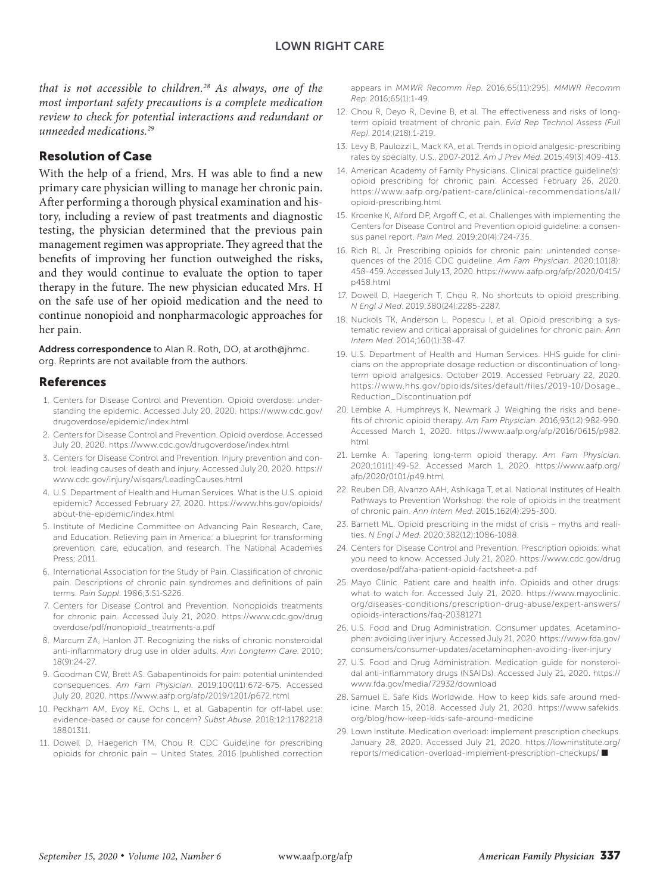*that is not accessible to children.[28] As always, one of the most important safety precautions is a complete medication review to check for potential interactions and redundant or unneeded medications.[29]*

## Resolution of Case

With the help of a friend, Mrs. H was able to find a new primary care physician willing to manage her chronic pain. After performing a thorough physical examination and history, including a review of past treatments and diagnostic testing, the physician determined that the previous pain management regimen was appropriate. They agreed that the benefits of improving her function outweighed the risks, and they would continue to evaluate the option to taper therapy in the future. The new physician educated Mrs. H on the safe use of her opioid medication and the need to continue nonopioid and nonpharmacologic approaches for her pain.

**Address correspondence** to Alan R. Roth, DO, at aroth@jhmc.org. Reprints are not available from the authors.

## References

1. Centers for Disease Control and Prevention. Opioid overdose: understanding the epidemic. Accessed July 20, 2020. https://www.cdc.gov/drugoverdose/epidemic/index.html
2. Centers for Disease Control and Prevention. Opioid overdose. Accessed July 20, 2020. https://www.cdc.gov/drugoverdose/index.html
3. Centers for Disease Control and Prevention. Injury prevention and control: leading causes of death and injury. Accessed July 20, 2020. https://www.cdc.gov/injury/wisqars/LeadingCauses.html
4. U.S. Department of Health and Human Services. What is the U.S. opioid epidemic? Accessed February 27, 2020. https://www.hhs.gov/opioids/about-the-epidemic/index.html
5. Institute of Medicine Committee on Advancing Pain Research, Care, and Education. Relieving pain in America: a blueprint for transforming prevention, care, education, and research. The National Academies Press; 2011.
6. International Association for the Study of Pain. Classification of chronic pain. Descriptions of chronic pain syndromes and definitions of pain terms. *Pain Suppl.* 1986;3:S1-S226.
7. Centers for Disease Control and Prevention. Nonopioids treatments for chronic pain. Accessed July 21, 2020. https://www.cdc.gov/drugoverdose/pdf/nonopioid_treatments-a.pdf
8. Marcum ZA, Hanlon JT. Recognizing the risks of chronic nonsteroidal anti-inflammatory drug use in older adults. *Ann Longterm Care.* 2010;18(9):24-27.
9. Goodman CW, Brett AS. Gabapentinoids for pain: potential unintended consequences. *Am Fam Physician.* 2019;100(11):672-675. Accessed July 20, 2020. https://www.aafp.org/afp/2019/1201/p672.html
10. Peckham AM, Evoy KE, Ochs L, et al. Gabapentin for off-label use: evidence-based or cause for concern? *Subst Abuse.* 2018;12:1178221818801311.
11. Dowell D, Haegerich TM, Chou R. CDC Guideline for prescribing opioids for chronic pain — United States, 2016 [published correction appears in *MMWR Recomm Rep.* 2016;65(11):295]. *MMWR Recomm Rep.* 2016;65(1):1-49.
12. Chou R, Deyo R, Devine B, et al. The effectiveness and risks of long-term opioid treatment of chronic pain. *Evid Rep Technol Assess (Full Rep).* 2014;(218):1-219.
13. Levy B, Paulozzi L, Mack KA, et al. Trends in opioid analgesic-prescribing rates by specialty, U.S., 2007-2012. *Am J Prev Med.* 2015;49(3):409-413.
14. American Academy of Family Physicians. Clinical practice guideline(s): opioid prescribing for chronic pain. Accessed February 26, 2020. https://www.aafp.org/patient-care/clinical-recommendations/all/opioid-prescribing.html
15. Kroenke K, Alford DP, Argoff C, et al. Challenges with implementing the Centers for Disease Control and Prevention opioid guideline: a consensus panel report. *Pain Med.* 2019;20(4):724-735.
16. Rich RL Jr. Prescribing opioids for chronic pain: unintended consequences of the 2016 CDC guideline. *Am Fam Physician.* 2020;101(8):458-459. Accessed July 13, 2020. https://www.aafp.org/afp/2020/0415/p458.html
17. Dowell D, Haegerich T, Chou R. No shortcuts to opioid prescribing. *N Engl J Med.* 2019;380(24):2285-2287.
18. Nuckols TK, Anderson L, Popescu I, et al. Opioid prescribing: a systematic review and critical appraisal of guidelines for chronic pain. *Ann Intern Med.* 2014;160(1):38-47.
19. U.S. Department of Health and Human Services. HHS guide for clinicians on the appropriate dosage reduction or discontinuation of long-term opioid analgesics. October 2019. Accessed February 22, 2020. https://www.hhs.gov/opioids/sites/default/files/2019-10/Dosage_Reduction_Discontinuation.pdf
20. Lembke A, Humphreys K, Newmark J. Weighing the risks and benefits of chronic opioid therapy. *Am Fam Physician.* 2016;93(12):982-990. Accessed March 1, 2020. https://www.aafp.org/afp/2016/0615/p982.html
21. Lemke A. Tapering long-term opioid therapy. *Am Fam Physician.* 2020;101(1):49-52. Accessed March 1, 2020. https://www.aafp.org/afp/2020/0101/p49.html
22. Reuben DB, Alvanzo AAH, Ashikaga T, et al. National Institutes of Health Pathways to Prevention Workshop: the role of opioids in the treatment of chronic pain. *Ann Intern Med.* 2015;162(4):295-300.
23. Barnett ML. Opioid prescribing in the midst of crisis – myths and realities. *N Engl J Med.* 2020;382(12):1086-1088.
24. Centers for Disease Control and Prevention. Prescription opioids: what you need to know. Accessed July 21, 2020. https://www.cdc.gov/drugoverdose/pdf/aha-patient-opioid-factsheet-a.pdf
25. Mayo Clinic. Patient care and health info. Opioids and other drugs: what to watch for. Accessed July 21, 2020. https://www.mayoclinic.org/diseases-conditions/prescription-drug-abuse/expert-answers/opioids-interactions/faq-20381271
26. U.S. Food and Drug Administration. Consumer updates. Acetaminophen: avoiding liver injury. Accessed July 21, 2020. https://www.fda.gov/consumers/consumer-updates/acetaminophen-avoiding-liver-injury
27. U.S. Food and Drug Administration. Medication guide for nonsteroidal anti-inflammatory drugs (NSAIDs). Accessed July 21, 2020. https://www.fda.gov/media/72932/download
28. Samuel E. Safe Kids Worldwide. How to keep kids safe around medicine. March 15, 2018. Accessed July 21, 2020. https://www.safekids.org/blog/how-keep-kids-safe-around-medicine
29. Lown Institute. Medication overload: implement prescription checkups. January 28, 2020. Accessed July 21, 2020. https://lowninstitute.org/reports/medication-overload-implement-prescription-checkups/ ■